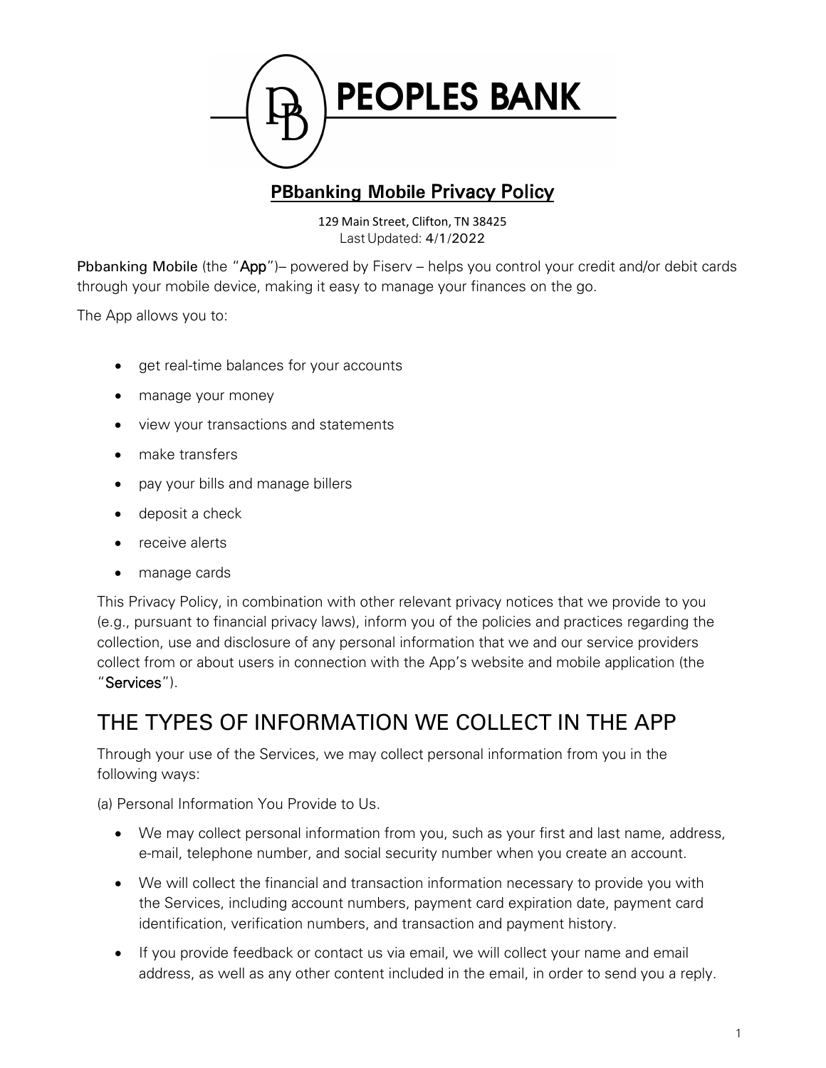# PEOPLES BANK

## PBbanking Mobile Privacy Policy

129 Main Street, Clifton, TN 38425
Last Updated: 4/1/2022

Pbbanking Mobile (the "**App**")– powered by Fiserv – helps you control your credit and/or debit cards through your mobile device, making it easy to manage your finances on the go.

The App allows you to:

- get real-time balances for your accounts
- manage your money
- view your transactions and statements
- make transfers
- pay your bills and manage billers
- deposit a check
- receive alerts
- manage cards

This Privacy Policy, in combination with other relevant privacy notices that we provide to you (e.g., pursuant to financial privacy laws), inform you of the policies and practices regarding the collection, use and disclosure of any personal information that we and our service providers collect from or about users in connection with the App's website and mobile application (the "**Services**").

## THE TYPES OF INFORMATION WE COLLECT IN THE APP

Through your use of the Services, we may collect personal information from you in the following ways:

(a) Personal Information You Provide to Us.

- We may collect personal information from you, such as your first and last name, address, e-mail, telephone number, and social security number when you create an account.
- We will collect the financial and transaction information necessary to provide you with the Services, including account numbers, payment card expiration date, payment card identification, verification numbers, and transaction and payment history.
- If you provide feedback or contact us via email, we will collect your name and email address, as well as any other content included in the email, in order to send you a reply.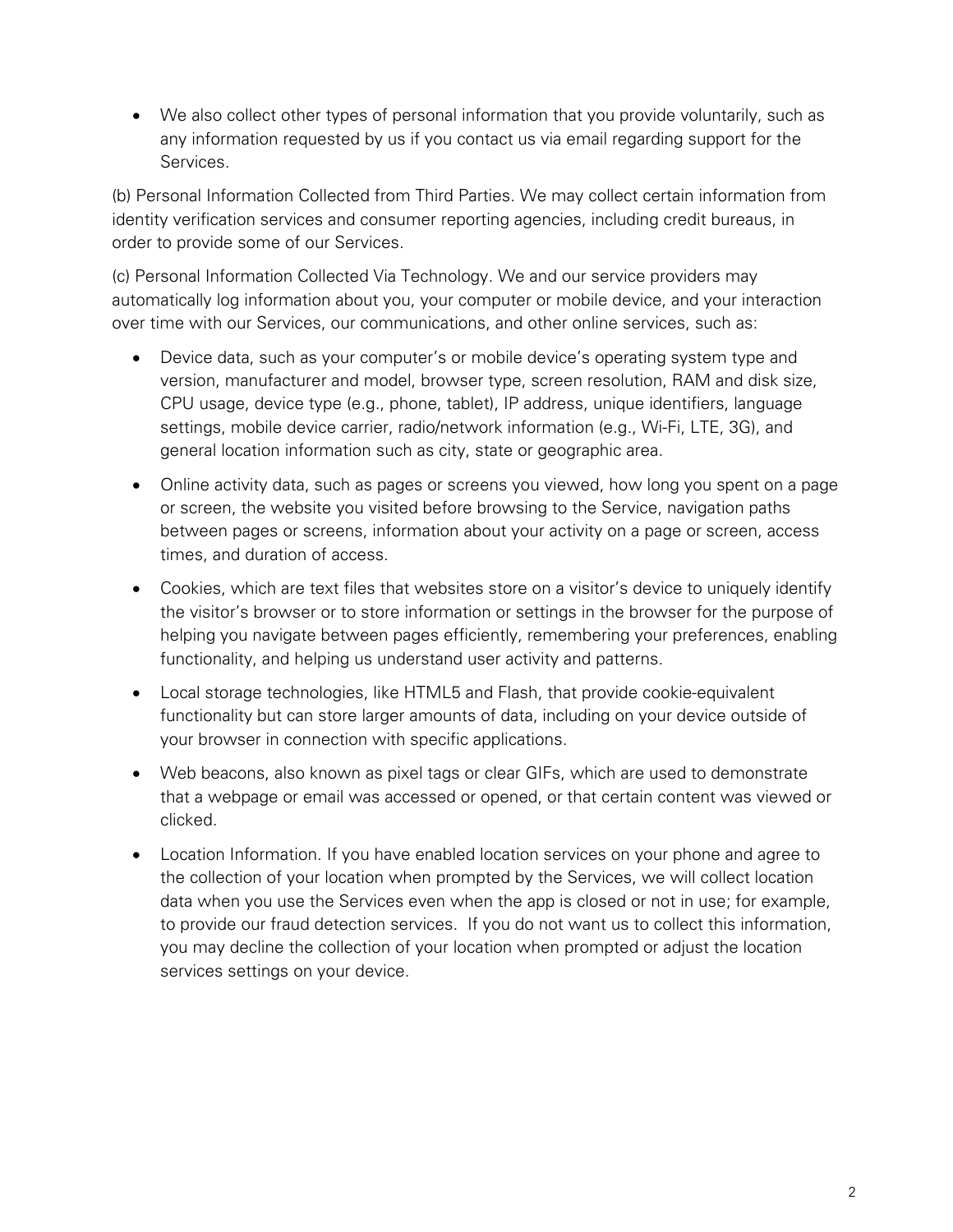- We also collect other types of personal information that you provide voluntarily, such as any information requested by us if you contact us via email regarding support for the Services.

(b) Personal Information Collected from Third Parties. We may collect certain information from identity verification services and consumer reporting agencies, including credit bureaus, in order to provide some of our Services.

(c) Personal Information Collected Via Technology. We and our service providers may automatically log information about you, your computer or mobile device, and your interaction over time with our Services, our communications, and other online services, such as:

- Device data, such as your computer's or mobile device's operating system type and version, manufacturer and model, browser type, screen resolution, RAM and disk size, CPU usage, device type (e.g., phone, tablet), IP address, unique identifiers, language settings, mobile device carrier, radio/network information (e.g., Wi-Fi, LTE, 3G), and general location information such as city, state or geographic area.
- Online activity data, such as pages or screens you viewed, how long you spent on a page or screen, the website you visited before browsing to the Service, navigation paths between pages or screens, information about your activity on a page or screen, access times, and duration of access.
- Cookies, which are text files that websites store on a visitor's device to uniquely identify the visitor's browser or to store information or settings in the browser for the purpose of helping you navigate between pages efficiently, remembering your preferences, enabling functionality, and helping us understand user activity and patterns.
- Local storage technologies, like HTML5 and Flash, that provide cookie-equivalent functionality but can store larger amounts of data, including on your device outside of your browser in connection with specific applications.
- Web beacons, also known as pixel tags or clear GIFs, which are used to demonstrate that a webpage or email was accessed or opened, or that certain content was viewed or clicked.
- Location Information. If you have enabled location services on your phone and agree to the collection of your location when prompted by the Services, we will collect location data when you use the Services even when the app is closed or not in use; for example, to provide our fraud detection services. If you do not want us to collect this information, you may decline the collection of your location when prompted or adjust the location services settings on your device.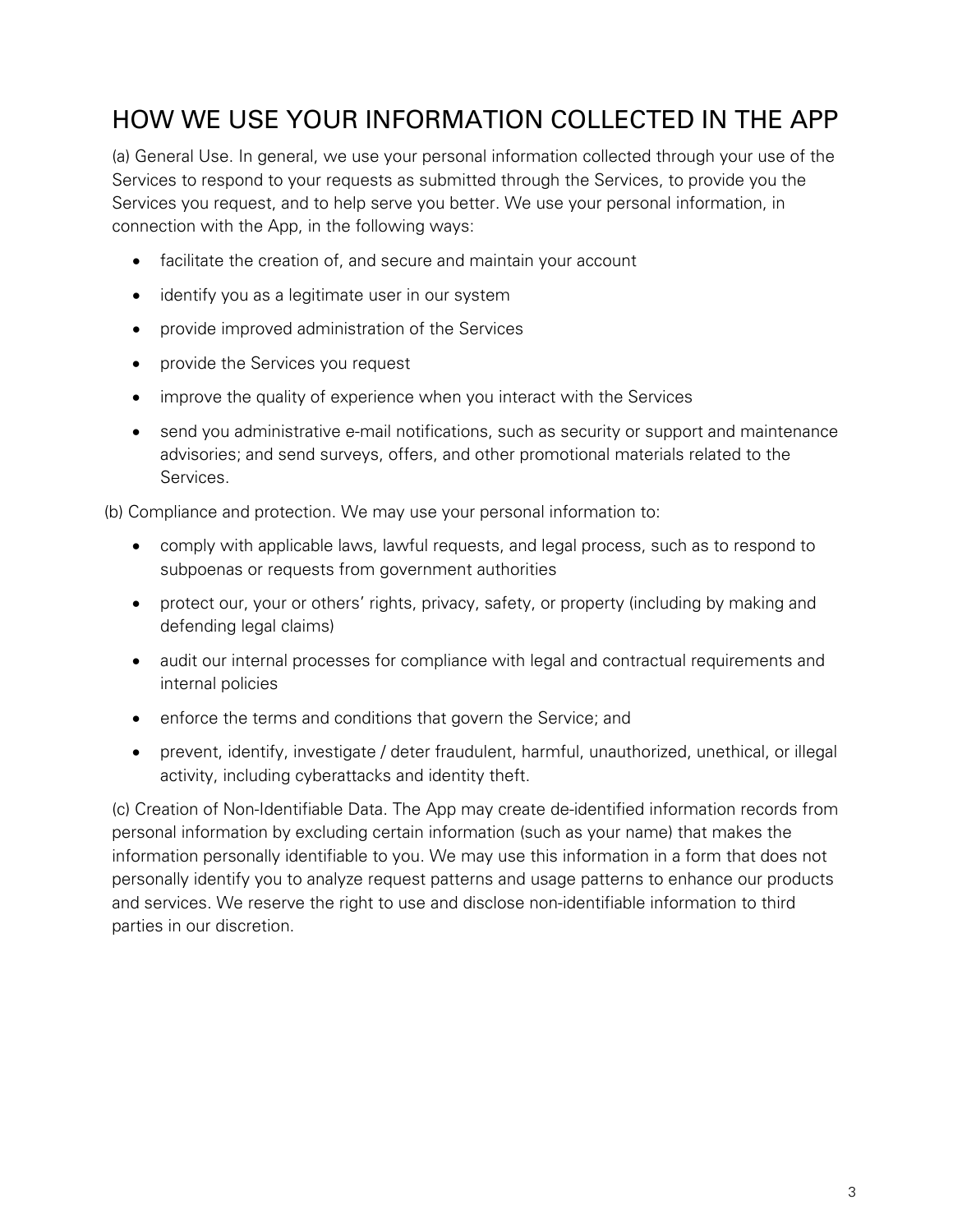# HOW WE USE YOUR INFORMATION COLLECTED IN THE APP

(a) General Use. In general, we use your personal information collected through your use of the Services to respond to your requests as submitted through the Services, to provide you the Services you request, and to help serve you better. We use your personal information, in connection with the App, in the following ways:

- facilitate the creation of, and secure and maintain your account
- identify you as a legitimate user in our system
- provide improved administration of the Services
- provide the Services you request
- improve the quality of experience when you interact with the Services
- send you administrative e-mail notifications, such as security or support and maintenance advisories; and send surveys, offers, and other promotional materials related to the Services.

(b) Compliance and protection. We may use your personal information to:

- comply with applicable laws, lawful requests, and legal process, such as to respond to subpoenas or requests from government authorities
- protect our, your or others' rights, privacy, safety, or property (including by making and defending legal claims)
- audit our internal processes for compliance with legal and contractual requirements and internal policies
- enforce the terms and conditions that govern the Service; and
- prevent, identify, investigate / deter fraudulent, harmful, unauthorized, unethical, or illegal activity, including cyberattacks and identity theft.

(c) Creation of Non-Identifiable Data. The App may create de-identified information records from personal information by excluding certain information (such as your name) that makes the information personally identifiable to you. We may use this information in a form that does not personally identify you to analyze request patterns and usage patterns to enhance our products and services. We reserve the right to use and disclose non-identifiable information to third parties in our discretion.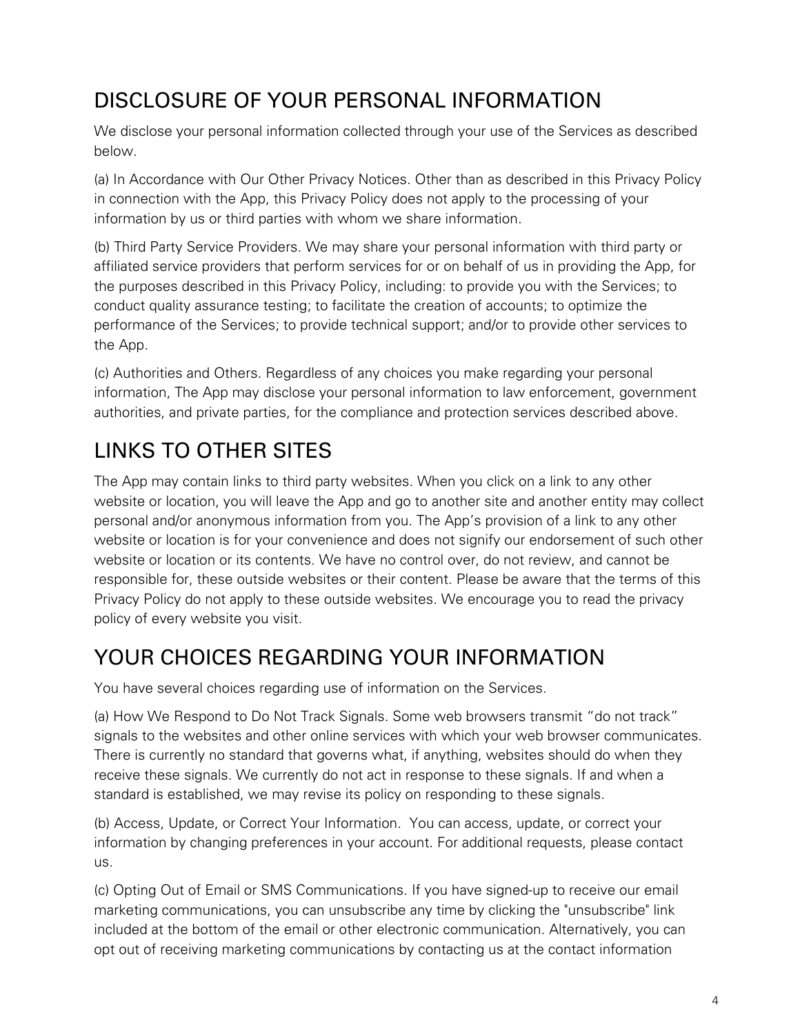## DISCLOSURE OF YOUR PERSONAL INFORMATION

We disclose your personal information collected through your use of the Services as described below.

(a) In Accordance with Our Other Privacy Notices. Other than as described in this Privacy Policy in connection with the App, this Privacy Policy does not apply to the processing of your information by us or third parties with whom we share information.

(b) Third Party Service Providers. We may share your personal information with third party or affiliated service providers that perform services for or on behalf of us in providing the App, for the purposes described in this Privacy Policy, including: to provide you with the Services; to conduct quality assurance testing; to facilitate the creation of accounts; to optimize the performance of the Services; to provide technical support; and/or to provide other services to the App.

(c) Authorities and Others. Regardless of any choices you make regarding your personal information, The App may disclose your personal information to law enforcement, government authorities, and private parties, for the compliance and protection services described above.

## LINKS TO OTHER SITES

The App may contain links to third party websites. When you click on a link to any other website or location, you will leave the App and go to another site and another entity may collect personal and/or anonymous information from you. The App's provision of a link to any other website or location is for your convenience and does not signify our endorsement of such other website or location or its contents. We have no control over, do not review, and cannot be responsible for, these outside websites or their content. Please be aware that the terms of this Privacy Policy do not apply to these outside websites. We encourage you to read the privacy policy of every website you visit.

## YOUR CHOICES REGARDING YOUR INFORMATION

You have several choices regarding use of information on the Services.

(a) How We Respond to Do Not Track Signals. Some web browsers transmit "do not track" signals to the websites and other online services with which your web browser communicates. There is currently no standard that governs what, if anything, websites should do when they receive these signals. We currently do not act in response to these signals. If and when a standard is established, we may revise its policy on responding to these signals.

(b) Access, Update, or Correct Your Information. You can access, update, or correct your information by changing preferences in your account. For additional requests, please contact us.

(c) Opting Out of Email or SMS Communications. If you have signed-up to receive our email marketing communications, you can unsubscribe any time by clicking the "unsubscribe" link included at the bottom of the email or other electronic communication. Alternatively, you can opt out of receiving marketing communications by contacting us at the contact information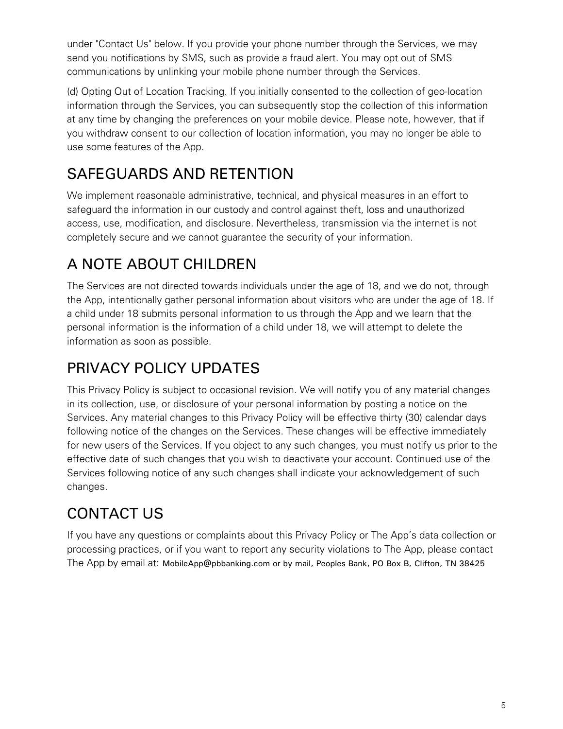under "Contact Us" below. If you provide your phone number through the Services, we may send you notifications by SMS, such as provide a fraud alert. You may opt out of SMS communications by unlinking your mobile phone number through the Services.

(d) Opting Out of Location Tracking. If you initially consented to the collection of geo-location information through the Services, you can subsequently stop the collection of this information at any time by changing the preferences on your mobile device. Please note, however, that if you withdraw consent to our collection of location information, you may no longer be able to use some features of the App.

## SAFEGUARDS AND RETENTION

We implement reasonable administrative, technical, and physical measures in an effort to safeguard the information in our custody and control against theft, loss and unauthorized access, use, modification, and disclosure. Nevertheless, transmission via the internet is not completely secure and we cannot guarantee the security of your information.

## A NOTE ABOUT CHILDREN

The Services are not directed towards individuals under the age of 18, and we do not, through the App, intentionally gather personal information about visitors who are under the age of 18. If a child under 18 submits personal information to us through the App and we learn that the personal information is the information of a child under 18, we will attempt to delete the information as soon as possible.

## PRIVACY POLICY UPDATES

This Privacy Policy is subject to occasional revision. We will notify you of any material changes in its collection, use, or disclosure of your personal information by posting a notice on the Services. Any material changes to this Privacy Policy will be effective thirty (30) calendar days following notice of the changes on the Services. These changes will be effective immediately for new users of the Services. If you object to any such changes, you must notify us prior to the effective date of such changes that you wish to deactivate your account. Continued use of the Services following notice of any such changes shall indicate your acknowledgement of such changes.

## CONTACT US

If you have any questions or complaints about this Privacy Policy or The App's data collection or processing practices, or if you want to report any security violations to The App, please contact The App by email at: MobileApp@pbbanking.com or by mail, Peoples Bank, PO Box B, Clifton, TN 38425